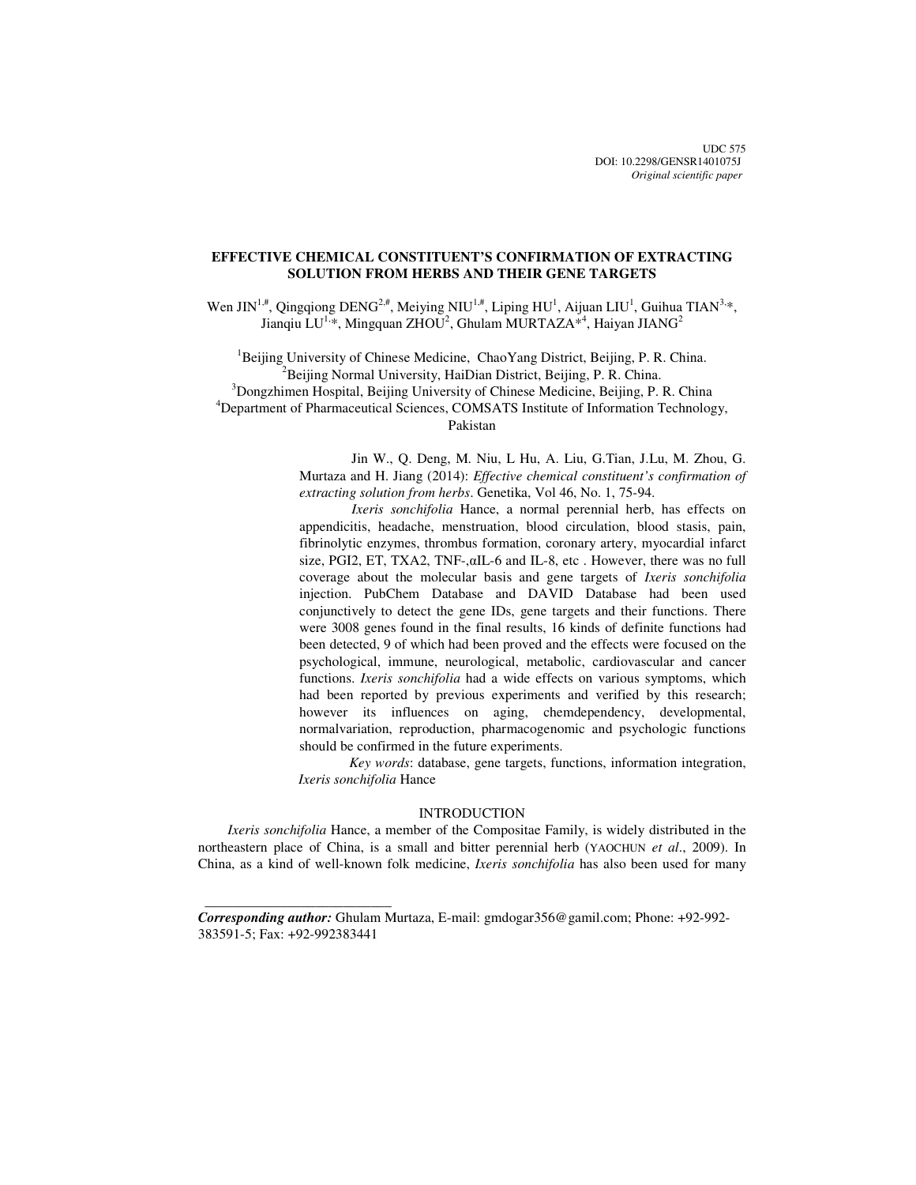UDC 575
DOI: 10.2298/GENSR1401075J
*Original scientific paper*

# EFFECTIVE CHEMICAL CONSTITUENT'S CONFIRMATION OF EXTRACTING SOLUTION FROM HERBS AND THEIR GENE TARGETS

Wen JIN[1,#], Qingqiong DENG[2,#], Meiying NIU[1,#], Liping HU[1], Aijuan LIU[1], Guihua TIAN[3,*], Jianqiu LU[1,*], Mingquan ZHOU[2], Ghulam MURTAZA*[4], Haiyan JIANG[2]

[1]Beijing University of Chinese Medicine, ChaoYang District, Beijing, P. R. China.
[2]Beijing Normal University, HaiDian District, Beijing, P. R. China.
[3]Dongzhimen Hospital, Beijing University of Chinese Medicine, Beijing, P. R. China
[4]Department of Pharmaceutical Sciences, COMSATS Institute of Information Technology, Pakistan

Jin W., Q. Deng, M. Niu, L Hu, A. Liu, G.Tian, J.Lu, M. Zhou, G. Murtaza and H. Jiang (2014): *Effective chemical constituent's confirmation of extracting solution from herbs*. Genetika, Vol 46, No. 1, 75-94.

*Ixeris sonchifolia* Hance, a normal perennial herb, has effects on appendicitis, headache, menstruation, blood circulation, blood stasis, pain, fibrinolytic enzymes, thrombus formation, coronary artery, myocardial infarct size, PGI2, ET, TXA2, TNF-,αIL-6 and IL-8, etc . However, there was no full coverage about the molecular basis and gene targets of *Ixeris sonchifolia* injection. PubChem Database and DAVID Database had been used conjunctively to detect the gene IDs, gene targets and their functions. There were 3008 genes found in the final results, 16 kinds of definite functions had been detected, 9 of which had been proved and the effects were focused on the psychological, immune, neurological, metabolic, cardiovascular and cancer functions. *Ixeris sonchifolia* had a wide effects on various symptoms, which had been reported by previous experiments and verified by this research; however its influences on aging, chemdependency, developmental, normalvariation, reproduction, pharmacogenomic and psychologic functions should be confirmed in the future experiments.

*Key words*: database, gene targets, functions, information integration, *Ixeris sonchifolia* Hance

## INTRODUCTION

*Ixeris sonchifolia* Hance, a member of the Compositae Family, is widely distributed in the northeastern place of China, is a small and bitter perennial herb (YAOCHUN *et al*., 2009). In China, as a kind of well-known folk medicine, *Ixeris sonchifolia* has also been used for many

---

***Corresponding author:*** Ghulam Murtaza, E-mail: gmdogar356@gamil.com; Phone: +92-992-383591-5; Fax: +92-992383441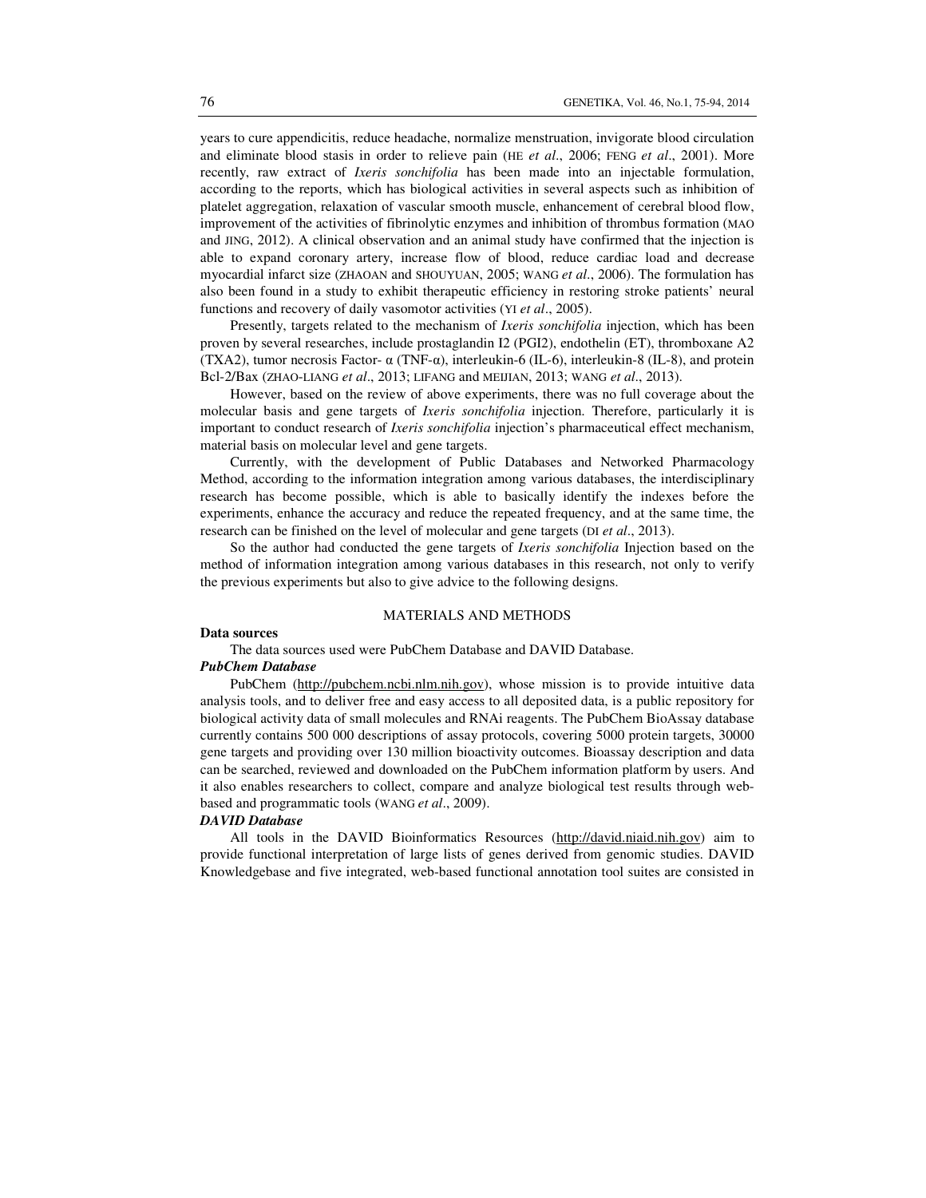years to cure appendicitis, reduce headache, normalize menstruation, invigorate blood circulation and eliminate blood stasis in order to relieve pain (HE *et al*., 2006; FENG *et al*., 2001). More recently, raw extract of *Ixeris sonchifolia* has been made into an injectable formulation, according to the reports, which has biological activities in several aspects such as inhibition of platelet aggregation, relaxation of vascular smooth muscle, enhancement of cerebral blood flow, improvement of the activities of fibrinolytic enzymes and inhibition of thrombus formation (MAO and JING, 2012). A clinical observation and an animal study have confirmed that the injection is able to expand coronary artery, increase flow of blood, reduce cardiac load and decrease myocardial infarct size (ZHAOAN and SHOUYUAN, 2005; WANG *et al*., 2006). The formulation has also been found in a study to exhibit therapeutic efficiency in restoring stroke patients' neural functions and recovery of daily vasomotor activities (YI *et al*., 2005).

Presently, targets related to the mechanism of *Ixeris sonchifolia* injection, which has been proven by several researches, include prostaglandin I2 (PGI2), endothelin (ET), thromboxane A2 (TXA2), tumor necrosis Factor- α (TNF-α), interleukin-6 (IL-6), interleukin-8 (IL-8), and protein Bcl-2/Bax (ZHAO-LIANG *et al*., 2013; LIFANG and MEIJIAN, 2013; WANG *et al*., 2013).

However, based on the review of above experiments, there was no full coverage about the molecular basis and gene targets of *Ixeris sonchifolia* injection. Therefore, particularly it is important to conduct research of *Ixeris sonchifolia* injection's pharmaceutical effect mechanism, material basis on molecular level and gene targets.

Currently, with the development of Public Databases and Networked Pharmacology Method, according to the information integration among various databases, the interdisciplinary research has become possible, which is able to basically identify the indexes before the experiments, enhance the accuracy and reduce the repeated frequency, and at the same time, the research can be finished on the level of molecular and gene targets (DI *et al*., 2013).

So the author had conducted the gene targets of *Ixeris sonchifolia* Injection based on the method of information integration among various databases in this research, not only to verify the previous experiments but also to give advice to the following designs.

## MATERIALS AND METHODS

### Data sources

The data sources used were PubChem Database and DAVID Database.

#### *PubChem Database*

PubChem (http://pubchem.ncbi.nlm.nih.gov), whose mission is to provide intuitive data analysis tools, and to deliver free and easy access to all deposited data, is a public repository for biological activity data of small molecules and RNAi reagents. The PubChem BioAssay database currently contains 500 000 descriptions of assay protocols, covering 5000 protein targets, 30000 gene targets and providing over 130 million bioactivity outcomes. Bioassay description and data can be searched, reviewed and downloaded on the PubChem information platform by users. And it also enables researchers to collect, compare and analyze biological test results through web-based and programmatic tools (WANG *et al*., 2009).

#### *DAVID Database*

All tools in the DAVID Bioinformatics Resources (http://david.niaid.nih.gov) aim to provide functional interpretation of large lists of genes derived from genomic studies. DAVID Knowledgebase and five integrated, web-based functional annotation tool suites are consisted in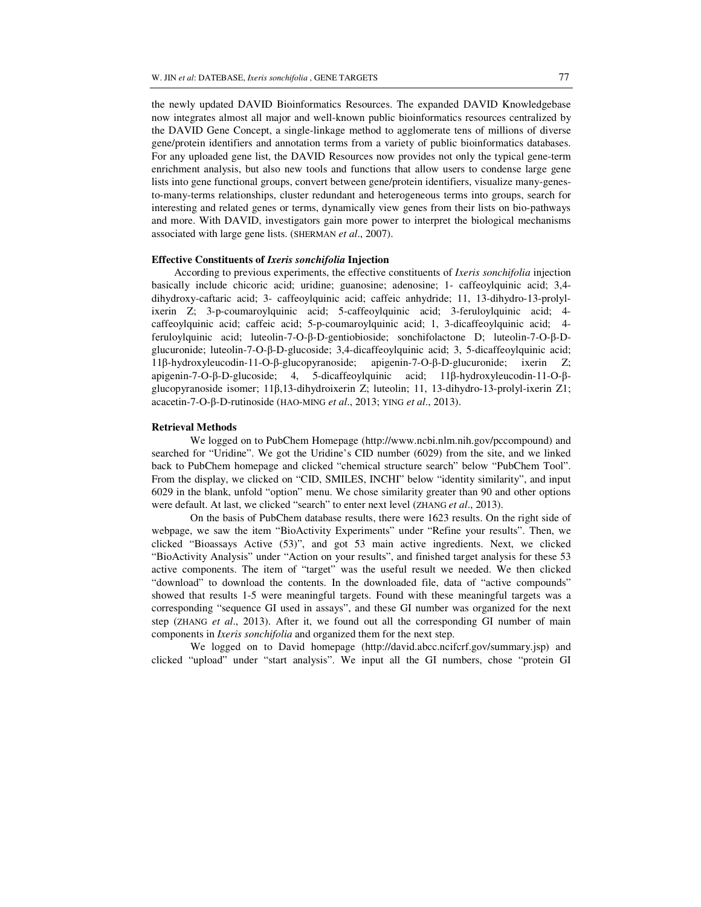the newly updated DAVID Bioinformatics Resources. The expanded DAVID Knowledgebase now integrates almost all major and well-known public bioinformatics resources centralized by the DAVID Gene Concept, a single-linkage method to agglomerate tens of millions of diverse gene/protein identifiers and annotation terms from a variety of public bioinformatics databases. For any uploaded gene list, the DAVID Resources now provides not only the typical gene-term enrichment analysis, but also new tools and functions that allow users to condense large gene lists into gene functional groups, convert between gene/protein identifiers, visualize many-genes-to-many-terms relationships, cluster redundant and heterogeneous terms into groups, search for interesting and related genes or terms, dynamically view genes from their lists on bio-pathways and more. With DAVID, investigators gain more power to interpret the biological mechanisms associated with large gene lists. (SHERMAN *et al*., 2007).

**Effective Constituents of *Ixeris sonchifolia* Injection**

According to previous experiments, the effective constituents of *Ixeris sonchifolia* injection basically include chicoric acid; uridine; guanosine; adenosine; 1- caffeoylquinic acid; 3,4-dihydroxy-caftaric acid; 3- caffeoylquinic acid; caffeic anhydride; 11, 13-dihydro-13-prolyl-ixerin Z; 3-p-coumaroylquinic acid; 5-caffeoylquinic acid; 3-feruloylquinic acid; 4-caffeoylquinic acid; caffeic acid; 5-p-coumaroylquinic acid; 1, 3-dicaffeoylquinic acid; 4-feruloylquinic acid; luteolin-7-O-β-D-gentiobioside; sonchifolactone D; luteolin-7-O-β-D-glucuronide; luteolin-7-O-β-D-glucoside; 3,4-dicaffeoylquinic acid; 3, 5-dicaffeoylquinic acid; 11β-hydroxyleucodin-11-O-β-glucopyranoside; apigenin-7-O-β-D-glucuronide; ixerin Z; apigenin-7-O-β-D-glucoside; 4, 5-dicaffeoylquinic acid; 11β-hydroxyleucodin-11-O-β-glucopyranoside isomer; 11β,13-dihydroixerin Z; luteolin; 11, 13-dihydro-13-prolyl-ixerin Z1; acacetin-7-O-β-D-rutinoside (HAO-MING *et al*., 2013; YING *et al*., 2013).

**Retrieval Methods**

We logged on to PubChem Homepage (http://www.ncbi.nlm.nih.gov/pccompound) and searched for "Uridine". We got the Uridine's CID number (6029) from the site, and we linked back to PubChem homepage and clicked "chemical structure search" below "PubChem Tool". From the display, we clicked on "CID, SMILES, INCHI" below "identity similarity", and input 6029 in the blank, unfold "option" menu. We chose similarity greater than 90 and other options were default. At last, we clicked "search" to enter next level (ZHANG *et al*., 2013).

On the basis of PubChem database results, there were 1623 results. On the right side of webpage, we saw the item "BioActivity Experiments" under "Refine your results". Then, we clicked "Bioassays Active (53)", and got 53 main active ingredients. Next, we clicked "BioActivity Analysis" under "Action on your results", and finished target analysis for these 53 active components. The item of "target" was the useful result we needed. We then clicked "download" to download the contents. In the downloaded file, data of "active compounds" showed that results 1-5 were meaningful targets. Found with these meaningful targets was a corresponding "sequence GI used in assays", and these GI number was organized for the next step (ZHANG *et al*., 2013). After it, we found out all the corresponding GI number of main components in *Ixeris sonchifolia* and organized them for the next step.

We logged on to David homepage (http://david.abcc.ncifcrf.gov/summary.jsp) and clicked "upload" under "start analysis". We input all the GI numbers, chose "protein GI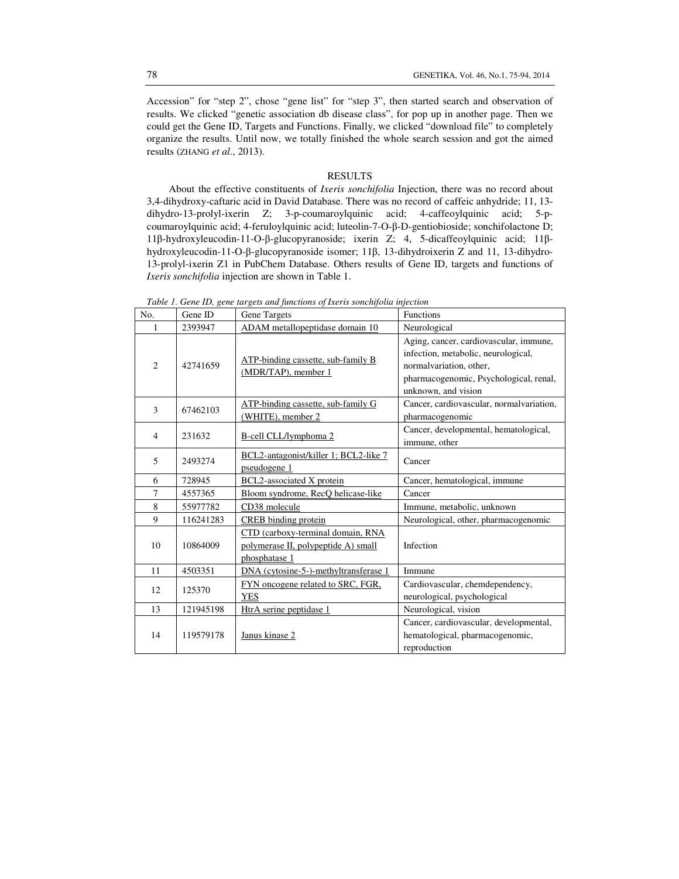Accession" for "step 2", chose "gene list" for "step 3", then started search and observation of results. We clicked "genetic association db disease class", for pop up in another page. Then we could get the Gene ID, Targets and Functions. Finally, we clicked "download file" to completely organize the results. Until now, we totally finished the whole search session and got the aimed results (ZHANG *et al*., 2013).

## RESULTS

About the effective constituents of *Ixeris sonchifolia* Injection, there was no record about 3,4-dihydroxy-caftaric acid in David Database. There was no record of caffeic anhydride; 11, 13-dihydro-13-prolyl-ixerin Z; 3-p-coumaroylquinic acid; 4-caffeoylquinic acid; 5-p-coumaroylquinic acid; 4-feruloylquinic acid; luteolin-7-O-β-D-gentiobioside; sonchifolactone D; 11β-hydroxyleucodin-11-O-β-glucopyranoside; ixerin Z; 4, 5-dicaffeoylquinic acid; 11β-hydroxyleucodin-11-O-β-glucopyranoside isomer; 11β, 13-dihydroixerin Z and 11, 13-dihydro-13-prolyl-ixerin Z1 in PubChem Database. Others results of Gene ID, targets and functions of *Ixeris sonchifolia* injection are shown in Table 1.

*Table 1. Gene ID, gene targets and functions of Ixeris sonchifolia injection*

| No. | Gene ID | Gene Targets | Functions |
|---|---|---|---|
| 1 | 2393947 | ADAM metallopeptidase domain 10 | Neurological |
| 2 | 42741659 | ATP-binding cassette, sub-family B (MDR/TAP), member 1 | Aging, cancer, cardiovascular, immune, infection, metabolic, neurological, normalvariation, other, pharmacogenomic, Psychological, renal, unknown, and vision |
| 3 | 67462103 | ATP-binding cassette, sub-family G (WHITE), member 2 | Cancer, cardiovascular, normalvariation, pharmacogenomic |
| 4 | 231632 | B-cell CLL/lymphoma 2 | Cancer, developmental, hematological, immune, other |
| 5 | 2493274 | BCL2-antagonist/killer 1; BCL2-like 7 pseudogene 1 | Cancer |
| 6 | 728945 | BCL2-associated X protein | Cancer, hematological, immune |
| 7 | 4557365 | Bloom syndrome, RecQ helicase-like | Cancer |
| 8 | 55977782 | CD38 molecule | Immune, metabolic, unknown |
| 9 | 116241283 | CREB binding protein | Neurological, other, pharmacogenomic |
| 10 | 10864009 | CTD (carboxy-terminal domain, RNA polymerase II, polypeptide A) small phosphatase 1 | Infection |
| 11 | 4503351 | DNA (cytosine-5-)-methyltransferase 1 | Immune |
| 12 | 125370 | FYN oncogene related to SRC, FGR, YES | Cardiovascular, chemdependency, neurological, psychological |
| 13 | 121945198 | HtrA serine peptidase 1 | Neurological, vision |
| 14 | 119579178 | Janus kinase 2 | Cancer, cardiovascular, developmental, hematological, pharmacogenomic, reproduction |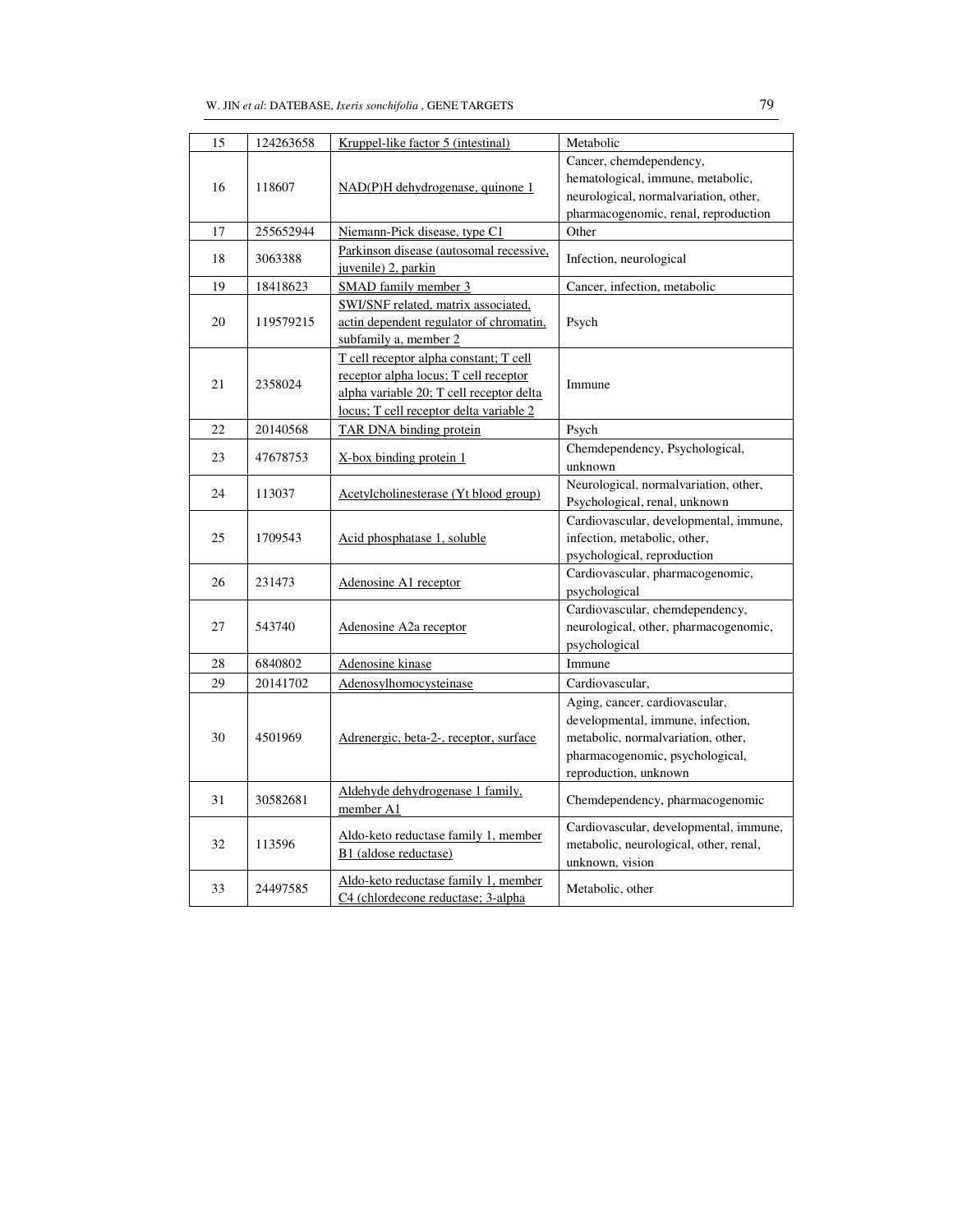| 15 | 124263658 | Kruppel-like factor 5 (intestinal) | Metabolic |
|---|---|---|---|
| 16 | 118607 | NAD(P)H dehydrogenase, quinone 1 | Cancer, chemdependency, hematological, immune, metabolic, neurological, normalvariation, other, pharmacogenomic, renal, reproduction |
| 17 | 255652944 | Niemann-Pick disease, type C1 | Other |
| 18 | 3063388 | Parkinson disease (autosomal recessive, juvenile) 2, parkin | Infection, neurological |
| 19 | 18418623 | SMAD family member 3 | Cancer, infection, metabolic |
| 20 | 119579215 | SWI/SNF related, matrix associated, actin dependent regulator of chromatin, subfamily a, member 2 | Psych |
| 21 | 2358024 | T cell receptor alpha constant; T cell receptor alpha locus; T cell receptor alpha variable 20; T cell receptor delta locus; T cell receptor delta variable 2 | Immune |
| 22 | 20140568 | TAR DNA binding protein | Psych |
| 23 | 47678753 | X-box binding protein 1 | Chemdependency, Psychological, unknown |
| 24 | 113037 | Acetylcholinesterase (Yt blood group) | Neurological, normalvariation, other, Psychological, renal, unknown |
| 25 | 1709543 | Acid phosphatase 1, soluble | Cardiovascular, developmental, immune, infection, metabolic, other, psychological, reproduction |
| 26 | 231473 | Adenosine A1 receptor | Cardiovascular, pharmacogenomic, psychological |
| 27 | 543740 | Adenosine A2a receptor | Cardiovascular, chemdependency, neurological, other, pharmacogenomic, psychological |
| 28 | 6840802 | Adenosine kinase | Immune |
| 29 | 20141702 | Adenosylhomocysteinase | Cardiovascular, |
| 30 | 4501969 | Adrenergic, beta-2-, receptor, surface | Aging, cancer, cardiovascular, developmental, immune, infection, metabolic, normalvariation, other, pharmacogenomic, psychological, reproduction, unknown |
| 31 | 30582681 | Aldehyde dehydrogenase 1 family, member A1 | Chemdependency, pharmacogenomic |
| 32 | 113596 | Aldo-keto reductase family 1, member B1 (aldose reductase) | Cardiovascular, developmental, immune, metabolic, neurological, other, renal, unknown, vision |
| 33 | 24497585 | Aldo-keto reductase family 1, member C4 (chlordecone reductase; 3-alpha | Metabolic, other |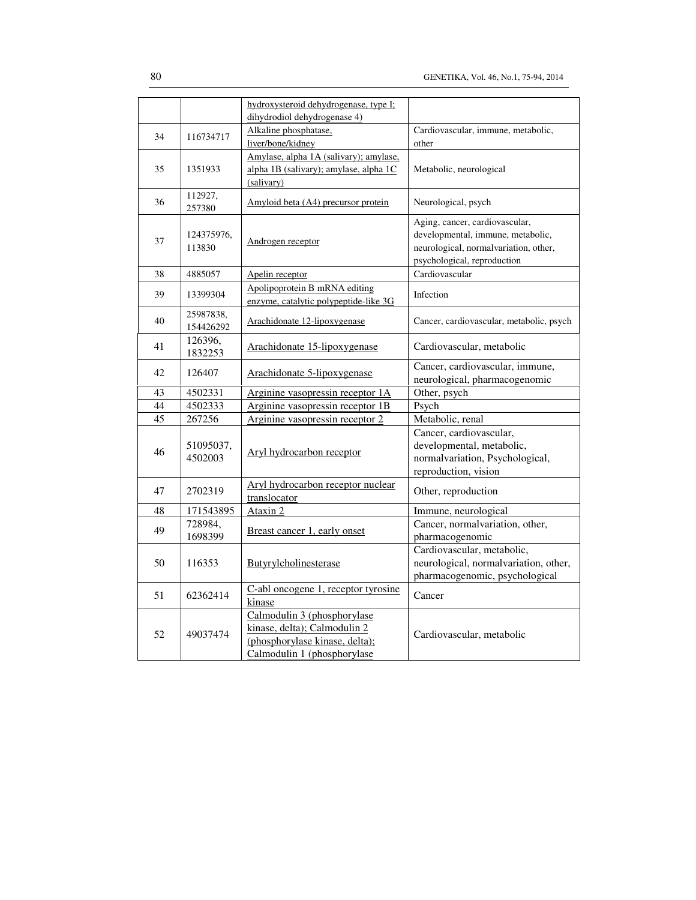| | | hydroxysteroid dehydrogenase, type I; dihydrodiol dehydrogenase 4) | |
|---|---|---|---|
| 34 | 116734717 | Alkaline phosphatase, liver/bone/kidney | Cardiovascular, immune, metabolic, other |
| 35 | 1351933 | Amylase, alpha 1A (salivary); amylase, alpha 1B (salivary); amylase, alpha 1C (salivary) | Metabolic, neurological |
| 36 | 112927, 257380 | Amyloid beta (A4) precursor protein | Neurological, psych |
| 37 | 124375976, 113830 | Androgen receptor | Aging, cancer, cardiovascular, developmental, immune, metabolic, neurological, normalvariation, other, psychological, reproduction |
| 38 | 4885057 | Apelin receptor | Cardiovascular |
| 39 | 13399304 | Apolipoprotein B mRNA editing enzyme, catalytic polypeptide-like 3G | Infection |
| 40 | 25987838, 154426292 | Arachidonate 12-lipoxygenase | Cancer, cardiovascular, metabolic, psych |
| 41 | 126396, 1832253 | Arachidonate 15-lipoxygenase | Cardiovascular, metabolic |
| 42 | 126407 | Arachidonate 5-lipoxygenase | Cancer, cardiovascular, immune, neurological, pharmacogenomic |
| 43 | 4502331 | Arginine vasopressin receptor 1A | Other, psych |
| 44 | 4502333 | Arginine vasopressin receptor 1B | Psych |
| 45 | 267256 | Arginine vasopressin receptor 2 | Metabolic, renal |
| 46 | 51095037, 4502003 | Aryl hydrocarbon receptor | Cancer, cardiovascular, developmental, metabolic, normalvariation, Psychological, reproduction, vision |
| 47 | 2702319 | Aryl hydrocarbon receptor nuclear translocator | Other, reproduction |
| 48 | 171543895 | Ataxin 2 | Immune, neurological |
| 49 | 728984, 1698399 | Breast cancer 1, early onset | Cancer, normalvariation, other, pharmacogenomic |
| 50 | 116353 | Butyrylcholinesterase | Cardiovascular, metabolic, neurological, normalvariation, other, pharmacogenomic, psychological |
| 51 | 62362414 | C-abl oncogene 1, receptor tyrosine kinase | Cancer |
| 52 | 49037474 | Calmodulin 3 (phosphorylase kinase, delta); Calmodulin 2 (phosphorylase kinase, delta); Calmodulin 1 (phosphorylase | Cardiovascular, metabolic |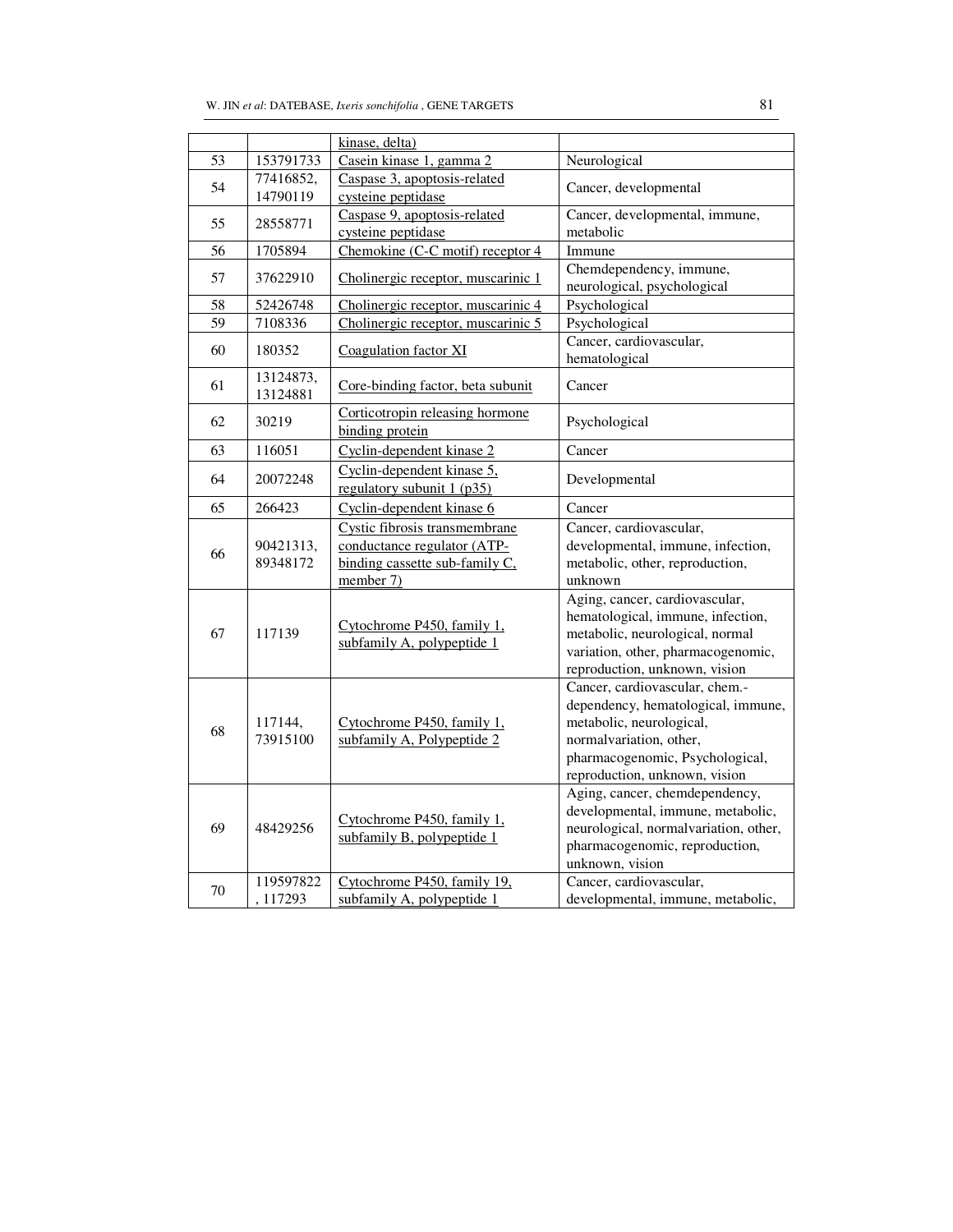| | | kinase, delta) | |
|---|---|---|---|
| 53 | 153791733 | Casein kinase 1, gamma 2 | Neurological |
| 54 | 77416852, 14790119 | Caspase 3, apoptosis-related cysteine peptidase | Cancer, developmental |
| 55 | 28558771 | Caspase 9, apoptosis-related cysteine peptidase | Cancer, developmental, immune, metabolic |
| 56 | 1705894 | Chemokine (C-C motif) receptor 4 | Immune |
| 57 | 37622910 | Cholinergic receptor, muscarinic 1 | Chemdependency, immune, neurological, psychological |
| 58 | 52426748 | Cholinergic receptor, muscarinic 4 | Psychological |
| 59 | 7108336 | Cholinergic receptor, muscarinic 5 | Psychological |
| 60 | 180352 | Coagulation factor XI | Cancer, cardiovascular, hematological |
| 61 | 13124873, 13124881 | Core-binding factor, beta subunit | Cancer |
| 62 | 30219 | Corticotropin releasing hormone binding protein | Psychological |
| 63 | 116051 | Cyclin-dependent kinase 2 | Cancer |
| 64 | 20072248 | Cyclin-dependent kinase 5, regulatory subunit 1 (p35) | Developmental |
| 65 | 266423 | Cyclin-dependent kinase 6 | Cancer |
| 66 | 90421313, 89348172 | Cystic fibrosis transmembrane conductance regulator (ATP-binding cassette sub-family C, member 7) | Cancer, cardiovascular, developmental, immune, infection, metabolic, other, reproduction, unknown |
| 67 | 117139 | Cytochrome P450, family 1, subfamily A, polypeptide 1 | Aging, cancer, cardiovascular, hematological, immune, infection, metabolic, neurological, normal variation, other, pharmacogenomic, reproduction, unknown, vision |
| 68 | 117144, 73915100 | Cytochrome P450, family 1, subfamily A, Polypeptide 2 | Cancer, cardiovascular, chem.-dependency, hematological, immune, metabolic, neurological, normalvariation, other, pharmacogenomic, Psychological, reproduction, unknown, vision |
| 69 | 48429256 | Cytochrome P450, family 1, subfamily B, polypeptide 1 | Aging, cancer, chemdependency, developmental, immune, metabolic, neurological, normalvariation, other, pharmacogenomic, reproduction, unknown, vision |
| 70 | 119597822, 117293 | Cytochrome P450, family 19, subfamily A, polypeptide 1 | Cancer, cardiovascular, developmental, immune, metabolic, |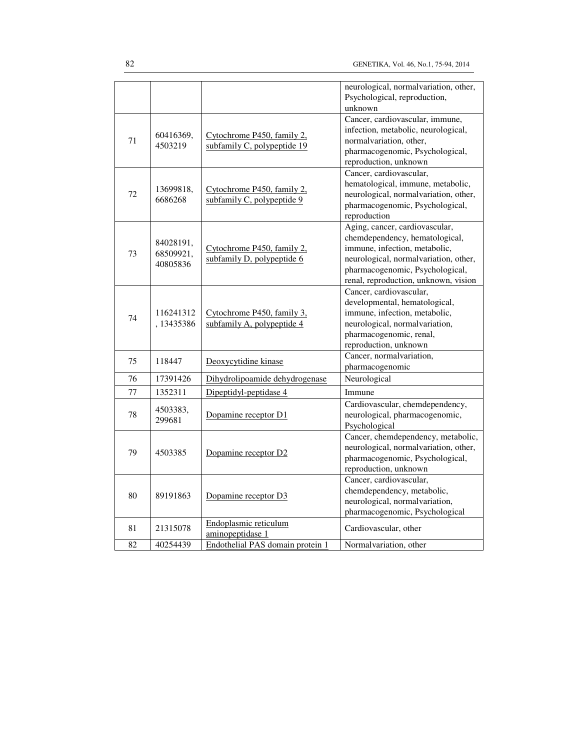| | | | neurological, normalvariation, other, Psychological, reproduction, unknown |
|---|---|---|---|
| 71 | 60416369, 4503219 | Cytochrome P450, family 2, subfamily C, polypeptide 19 | Cancer, cardiovascular, immune, infection, metabolic, neurological, normalvariation, other, pharmacogenomic, Psychological, reproduction, unknown |
| 72 | 13699818, 6686268 | Cytochrome P450, family 2, subfamily C, polypeptide 9 | Cancer, cardiovascular, hematological, immune, metabolic, neurological, normalvariation, other, pharmacogenomic, Psychological, reproduction |
| 73 | 84028191, 68509921, 40805836 | Cytochrome P450, family 2, subfamily D, polypeptide 6 | Aging, cancer, cardiovascular, chemdependency, hematological, immune, infection, metabolic, neurological, normalvariation, other, pharmacogenomic, Psychological, renal, reproduction, unknown, vision |
| 74 | 116241312, 13435386 | Cytochrome P450, family 3, subfamily A, polypeptide 4 | Cancer, cardiovascular, developmental, hematological, immune, infection, metabolic, neurological, normalvariation, pharmacogenomic, renal, reproduction, unknown |
| 75 | 118447 | Deoxycytidine kinase | Cancer, normalvariation, pharmacogenomic |
| 76 | 17391426 | Dihydrolipoamide dehydrogenase | Neurological |
| 77 | 1352311 | Dipeptidyl-peptidase 4 | Immune |
| 78 | 4503383, 299681 | Dopamine receptor D1 | Cardiovascular, chemdependency, neurological, pharmacogenomic, Psychological |
| 79 | 4503385 | Dopamine receptor D2 | Cancer, chemdependency, metabolic, neurological, normalvariation, other, pharmacogenomic, Psychological, reproduction, unknown |
| 80 | 89191863 | Dopamine receptor D3 | Cancer, cardiovascular, chemdependency, metabolic, neurological, normalvariation, pharmacogenomic, Psychological |
| 81 | 21315078 | Endoplasmic reticulum aminopeptidase 1 | Cardiovascular, other |
| 82 | 40254439 | Endothelial PAS domain protein 1 | Normalvariation, other |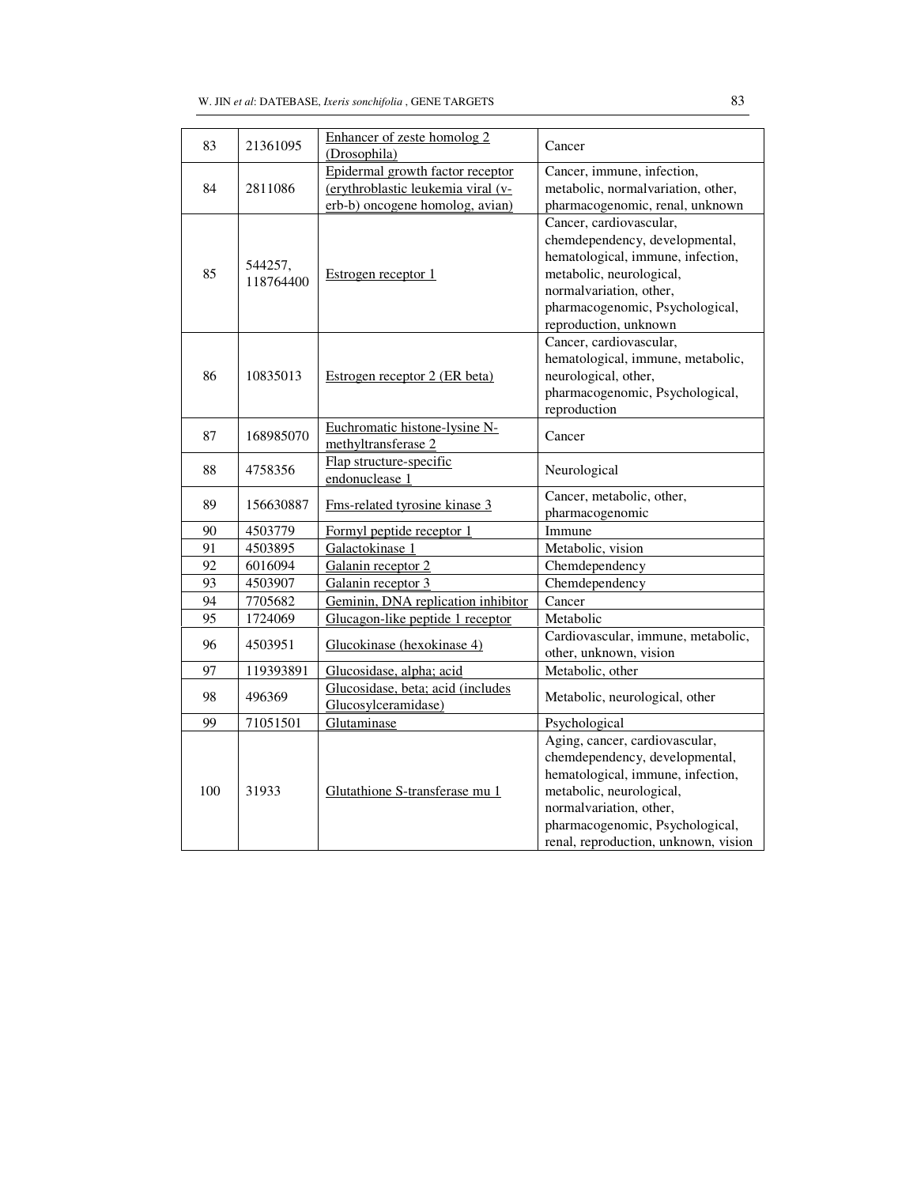| 83 | 21361095 | Enhancer of zeste homolog 2 (Drosophila) | Cancer |
|---|---|---|---|
| 84 | 2811086 | Epidermal growth factor receptor (erythroblastic leukemia viral (v-erb-b) oncogene homolog, avian) | Cancer, immune, infection, metabolic, normalvariation, other, pharmacogenomic, renal, unknown |
| 85 | 544257, 118764400 | Estrogen receptor 1 | Cancer, cardiovascular, chemdependency, developmental, hematological, immune, infection, metabolic, neurological, normalvariation, other, pharmacogenomic, Psychological, reproduction, unknown |
| 86 | 10835013 | Estrogen receptor 2 (ER beta) | Cancer, cardiovascular, hematological, immune, metabolic, neurological, other, pharmacogenomic, Psychological, reproduction |
| 87 | 168985070 | Euchromatic histone-lysine N-methyltransferase 2 | Cancer |
| 88 | 4758356 | Flap structure-specific endonuclease 1 | Neurological |
| 89 | 156630887 | Fms-related tyrosine kinase 3 | Cancer, metabolic, other, pharmacogenomic |
| 90 | 4503779 | Formyl peptide receptor 1 | Immune |
| 91 | 4503895 | Galactokinase 1 | Metabolic, vision |
| 92 | 6016094 | Galanin receptor 2 | Chemdependency |
| 93 | 4503907 | Galanin receptor 3 | Chemdependency |
| 94 | 7705682 | Geminin, DNA replication inhibitor | Cancer |
| 95 | 1724069 | Glucagon-like peptide 1 receptor | Metabolic |
| 96 | 4503951 | Glucokinase (hexokinase 4) | Cardiovascular, immune, metabolic, other, unknown, vision |
| 97 | 119393891 | Glucosidase, alpha; acid | Metabolic, other |
| 98 | 496369 | Glucosidase, beta; acid (includes Glucosylceramidase) | Metabolic, neurological, other |
| 99 | 71051501 | Glutaminase | Psychological |
| 100 | 31933 | Glutathione S-transferase mu 1 | Aging, cancer, cardiovascular, chemdependency, developmental, hematological, immune, infection, metabolic, neurological, normalvariation, other, pharmacogenomic, Psychological, renal, reproduction, unknown, vision |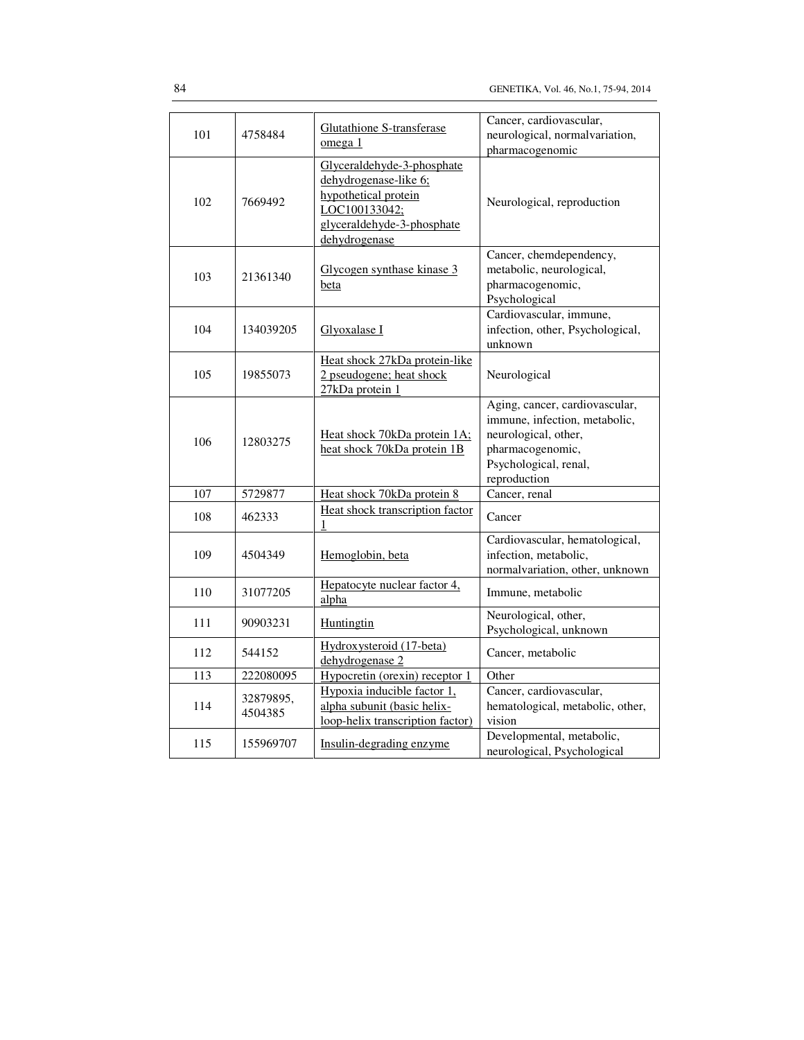| 101 | 4758484 | Glutathione S-transferase omega 1 | Cancer, cardiovascular, neurological, normalvariation, pharmacogenomic |
|---|---|---|---|
| 102 | 7669492 | Glyceraldehyde-3-phosphate dehydrogenase-like 6; hypothetical protein LOC100133042; glyceraldehyde-3-phosphate dehydrogenase | Neurological, reproduction |
| 103 | 21361340 | Glycogen synthase kinase 3 beta | Cancer, chemdependency, metabolic, neurological, pharmacogenomic, Psychological |
| 104 | 134039205 | Glyoxalase I | Cardiovascular, immune, infection, other, Psychological, unknown |
| 105 | 19855073 | Heat shock 27kDa protein-like 2 pseudogene; heat shock 27kDa protein 1 | Neurological |
| 106 | 12803275 | Heat shock 70kDa protein 1A; heat shock 70kDa protein 1B | Aging, cancer, cardiovascular, immune, infection, metabolic, neurological, other, pharmacogenomic, Psychological, renal, reproduction |
| 107 | 5729877 | Heat shock 70kDa protein 8 | Cancer, renal |
| 108 | 462333 | Heat shock transcription factor 1 | Cancer |
| 109 | 4504349 | Hemoglobin, beta | Cardiovascular, hematological, infection, metabolic, normalvariation, other, unknown |
| 110 | 31077205 | Hepatocyte nuclear factor 4, alpha | Immune, metabolic |
| 111 | 90903231 | Huntingtin | Neurological, other, Psychological, unknown |
| 112 | 544152 | Hydroxysteroid (17-beta) dehydrogenase 2 | Cancer, metabolic |
| 113 | 222080095 | Hypocretin (orexin) receptor 1 | Other |
| 114 | 32879895, 4504385 | Hypoxia inducible factor 1, alpha subunit (basic helix-loop-helix transcription factor) | Cancer, cardiovascular, hematological, metabolic, other, vision |
| 115 | 155969707 | Insulin-degrading enzyme | Developmental, metabolic, neurological, Psychological |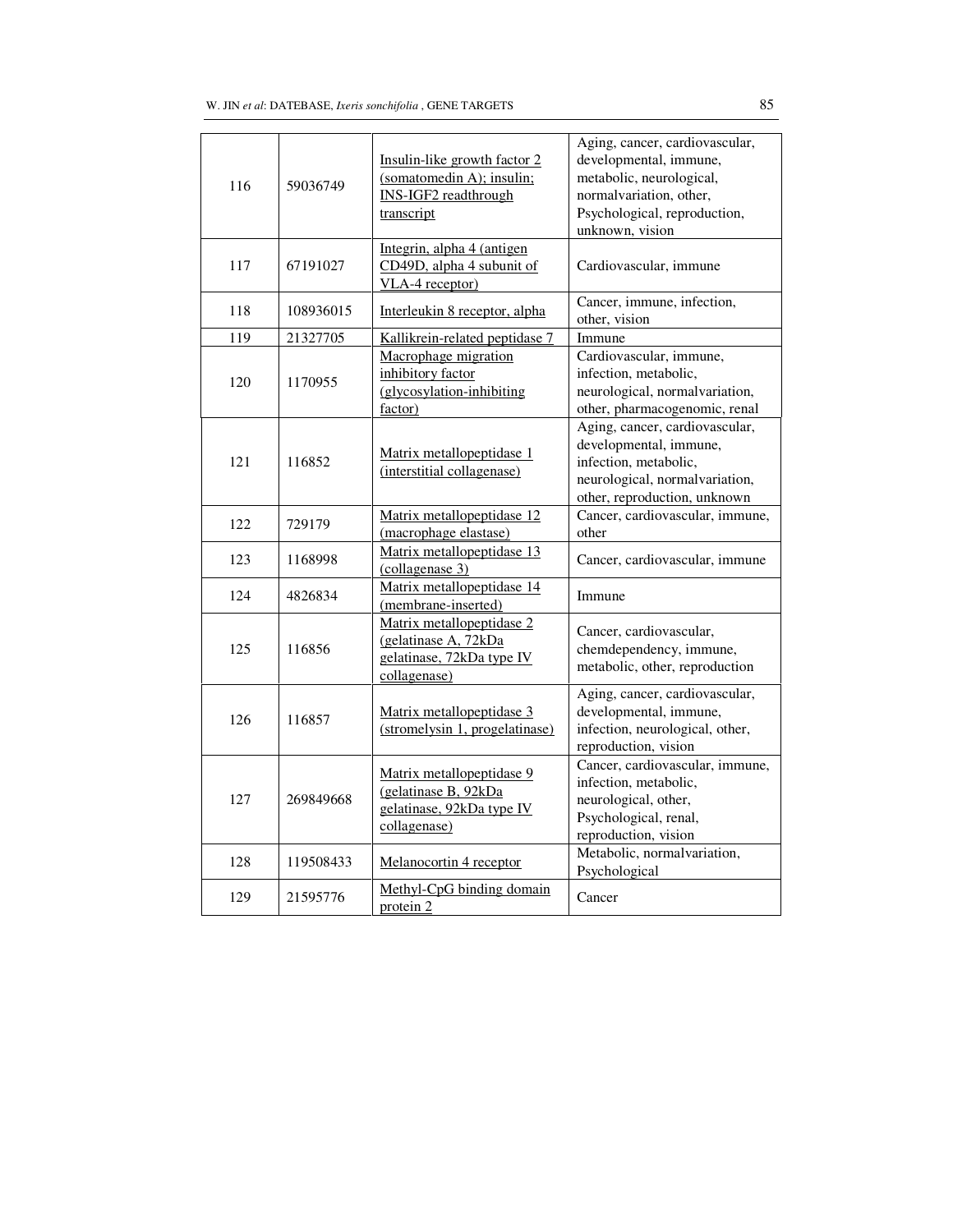| 116 | 59036749 | Insulin-like growth factor 2 (somatomedin A); insulin; INS-IGF2 readthrough transcript | Aging, cancer, cardiovascular, developmental, immune, metabolic, neurological, normalvariation, other, Psychological, reproduction, unknown, vision |
|---|---|---|---|
| 117 | 67191027 | Integrin, alpha 4 (antigen CD49D, alpha 4 subunit of VLA-4 receptor) | Cardiovascular, immune |
| 118 | 108936015 | Interleukin 8 receptor, alpha | Cancer, immune, infection, other, vision |
| 119 | 21327705 | Kallikrein-related peptidase 7 | Immune |
| 120 | 1170955 | Macrophage migration inhibitory factor (glycosylation-inhibiting factor) | Cardiovascular, immune, infection, metabolic, neurological, normalvariation, other, pharmacogenomic, renal |
| 121 | 116852 | Matrix metallopeptidase 1 (interstitial collagenase) | Aging, cancer, cardiovascular, developmental, immune, infection, metabolic, neurological, normalvariation, other, reproduction, unknown |
| 122 | 729179 | Matrix metallopeptidase 12 (macrophage elastase) | Cancer, cardiovascular, immune, other |
| 123 | 1168998 | Matrix metallopeptidase 13 (collagenase 3) | Cancer, cardiovascular, immune |
| 124 | 4826834 | Matrix metallopeptidase 14 (membrane-inserted) | Immune |
| 125 | 116856 | Matrix metallopeptidase 2 (gelatinase A, 72kDa gelatinase, 72kDa type IV collagenase) | Cancer, cardiovascular, chemdependency, immune, metabolic, other, reproduction |
| 126 | 116857 | Matrix metallopeptidase 3 (stromelysin 1, progelatinase) | Aging, cancer, cardiovascular, developmental, immune, infection, neurological, other, reproduction, vision |
| 127 | 269849668 | Matrix metallopeptidase 9 (gelatinase B, 92kDa gelatinase, 92kDa type IV collagenase) | Cancer, cardiovascular, immune, infection, metabolic, neurological, other, Psychological, renal, reproduction, vision |
| 128 | 119508433 | Melanocortin 4 receptor | Metabolic, normalvariation, Psychological |
| 129 | 21595776 | Methyl-CpG binding domain protein 2 | Cancer |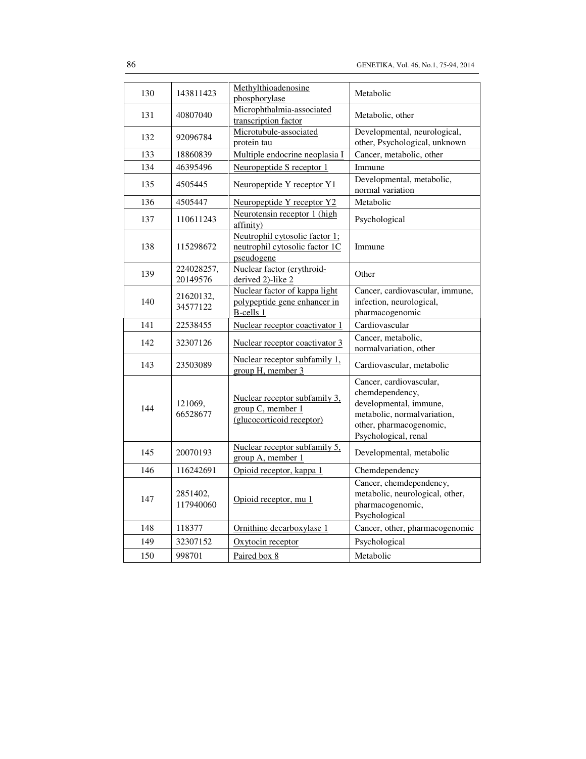| 130 | 143811423 | Methylthioadenosine phosphorylase | Metabolic |
|---|---|---|---|
| 131 | 40807040 | Microphthalmia-associated transcription factor | Metabolic, other |
| 132 | 92096784 | Microtubule-associated protein tau | Developmental, neurological, other, Psychological, unknown |
| 133 | 18860839 | Multiple endocrine neoplasia I | Cancer, metabolic, other |
| 134 | 46395496 | Neuropeptide S receptor 1 | Immune |
| 135 | 4505445 | Neuropeptide Y receptor Y1 | Developmental, metabolic, normal variation |
| 136 | 4505447 | Neuropeptide Y receptor Y2 | Metabolic |
| 137 | 110611243 | Neurotensin receptor 1 (high affinity) | Psychological |
| 138 | 115298672 | Neutrophil cytosolic factor 1; neutrophil cytosolic factor 1C pseudogene | Immune |
| 139 | 224028257, 20149576 | Nuclear factor (erythroid-derived 2)-like 2 | Other |
| 140 | 21620132, 34577122 | Nuclear factor of kappa light polypeptide gene enhancer in B-cells 1 | Cancer, cardiovascular, immune, infection, neurological, pharmacogenomic |
| 141 | 22538455 | Nuclear receptor coactivator 1 | Cardiovascular |
| 142 | 32307126 | Nuclear receptor coactivator 3 | Cancer, metabolic, normalvariation, other |
| 143 | 23503089 | Nuclear receptor subfamily 1, group H, member 3 | Cardiovascular, metabolic |
| 144 | 121069, 66528677 | Nuclear receptor subfamily 3, group C, member 1 (glucocorticoid receptor) | Cancer, cardiovascular, chemdependency, developmental, immune, metabolic, normalvariation, other, pharmacogenomic, Psychological, renal |
| 145 | 20070193 | Nuclear receptor subfamily 5, group A, member 1 | Developmental, metabolic |
| 146 | 116242691 | Opioid receptor, kappa 1 | Chemdependency |
| 147 | 2851402, 117940060 | Opioid receptor, mu 1 | Cancer, chemdependency, metabolic, neurological, other, pharmacogenomic, Psychological |
| 148 | 118377 | Ornithine decarboxylase 1 | Cancer, other, pharmacogenomic |
| 149 | 32307152 | Oxytocin receptor | Psychological |
| 150 | 998701 | Paired box 8 | Metabolic |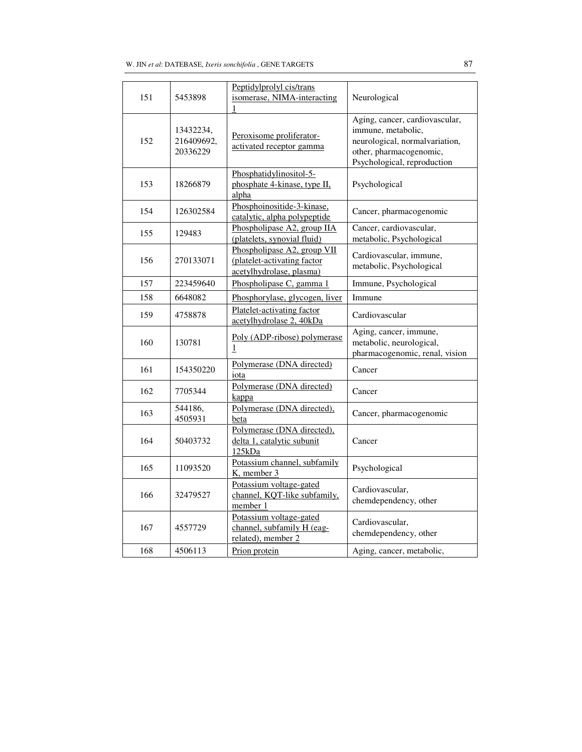| 151 | 5453898 | Peptidylprolyl cis/trans isomerase, NIMA-interacting 1 | Neurological |
|---|---|---|---|
| 152 | 13432234, 216409692, 20336229 | Peroxisome proliferator-activated receptor gamma | Aging, cancer, cardiovascular, immune, metabolic, neurological, normalvariation, other, pharmacogenomic, Psychological, reproduction |
| 153 | 18266879 | Phosphatidylinositol-5-phosphate 4-kinase, type II, alpha | Psychological |
| 154 | 126302584 | Phosphoinositide-3-kinase, catalytic, alpha polypeptide | Cancer, pharmacogenomic |
| 155 | 129483 | Phospholipase A2, group IIA (platelets, synovial fluid) | Cancer, cardiovascular, metabolic, Psychological |
| 156 | 270133071 | Phospholipase A2, group VII (platelet-activating factor acetylhydrolase, plasma) | Cardiovascular, immune, metabolic, Psychological |
| 157 | 223459640 | Phospholipase C, gamma 1 | Immune, Psychological |
| 158 | 6648082 | Phosphorylase, glycogen, liver | Immune |
| 159 | 4758878 | Platelet-activating factor acetylhydrolase 2, 40kDa | Cardiovascular |
| 160 | 130781 | Poly (ADP-ribose) polymerase 1 | Aging, cancer, immune, metabolic, neurological, pharmacogenomic, renal, vision |
| 161 | 154350220 | Polymerase (DNA directed) iota | Cancer |
| 162 | 7705344 | Polymerase (DNA directed) kappa | Cancer |
| 163 | 544186, 4505931 | Polymerase (DNA directed), beta | Cancer, pharmacogenomic |
| 164 | 50403732 | Polymerase (DNA directed), delta 1, catalytic subunit 125kDa | Cancer |
| 165 | 11093520 | Potassium channel, subfamily K, member 3 | Psychological |
| 166 | 32479527 | Potassium voltage-gated channel, KQT-like subfamily, member 1 | Cardiovascular, chemdependency, other |
| 167 | 4557729 | Potassium voltage-gated channel, subfamily H (eag-related), member 2 | Cardiovascular, chemdependency, other |
| 168 | 4506113 | Prion protein | Aging, cancer, metabolic, |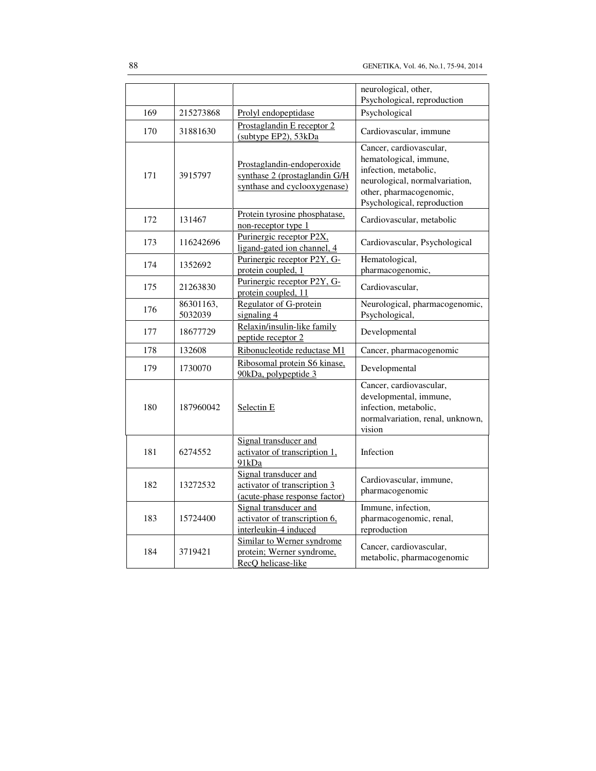| | | | |
|---|---|---|---|
| | | | neurological, other, Psychological, reproduction |
| 169 | 215273868 | Prolyl endopeptidase | Psychological |
| 170 | 31881630 | Prostaglandin E receptor 2 (subtype EP2), 53kDa | Cardiovascular, immune |
| 171 | 3915797 | Prostaglandin-endoperoxide synthase 2 (prostaglandin G/H synthase and cyclooxygenase) | Cancer, cardiovascular, hematological, immune, infection, metabolic, neurological, normalvariation, other, pharmacogenomic, Psychological, reproduction |
| 172 | 131467 | Protein tyrosine phosphatase, non-receptor type 1 | Cardiovascular, metabolic |
| 173 | 116242696 | Purinergic receptor P2X, ligand-gated ion channel, 4 | Cardiovascular, Psychological |
| 174 | 1352692 | Purinergic receptor P2Y, G-protein coupled, 1 | Hematological, pharmacogenomic, |
| 175 | 21263830 | Purinergic receptor P2Y, G-protein coupled, 11 | Cardiovascular, |
| 176 | 86301163, 5032039 | Regulator of G-protein signaling 4 | Neurological, pharmacogenomic, Psychological, |
| 177 | 18677729 | Relaxin/insulin-like family peptide receptor 2 | Developmental |
| 178 | 132608 | Ribonucleotide reductase M1 | Cancer, pharmacogenomic |
| 179 | 1730070 | Ribosomal protein S6 kinase, 90kDa, polypeptide 3 | Developmental |
| 180 | 187960042 | Selectin E | Cancer, cardiovascular, developmental, immune, infection, metabolic, normalvariation, renal, unknown, vision |
| 181 | 6274552 | Signal transducer and activator of transcription 1, 91kDa | Infection |
| 182 | 13272532 | Signal transducer and activator of transcription 3 (acute-phase response factor) | Cardiovascular, immune, pharmacogenomic |
| 183 | 15724400 | Signal transducer and activator of transcription 6, interleukin-4 induced | Immune, infection, pharmacogenomic, renal, reproduction |
| 184 | 3719421 | Similar to Werner syndrome protein; Werner syndrome, RecQ helicase-like | Cancer, cardiovascular, metabolic, pharmacogenomic |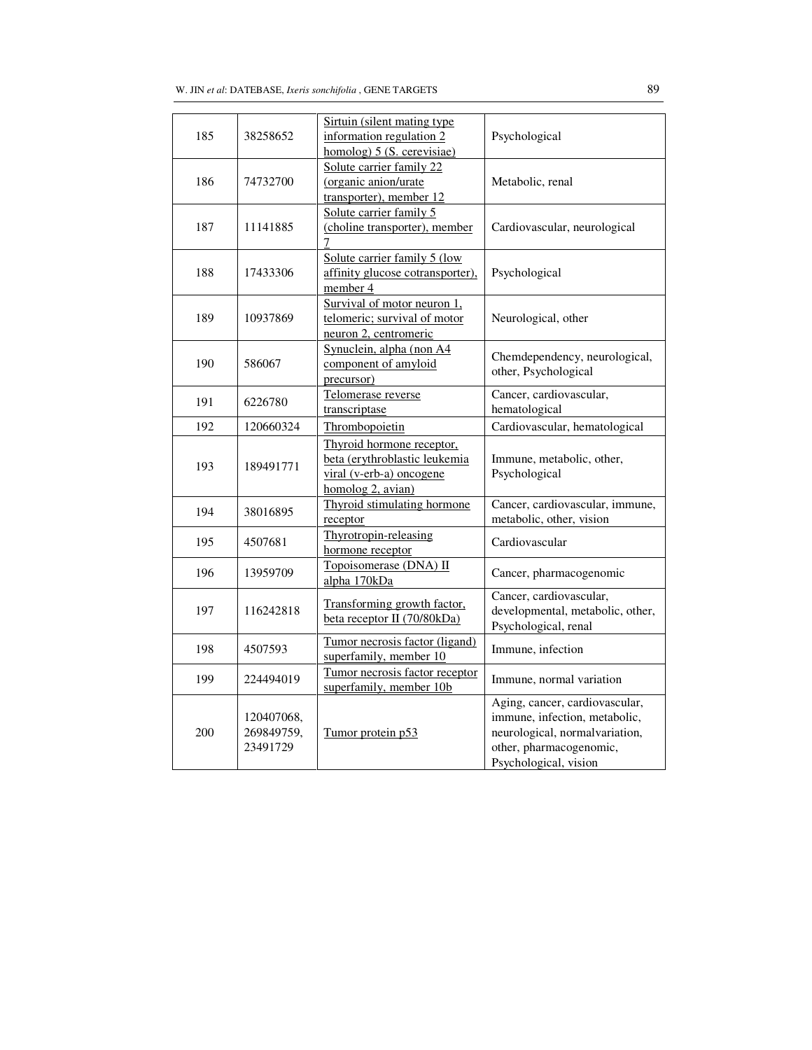| 185 | 38258652 | Sirtuin (silent mating type information regulation 2 homolog) 5 (S. cerevisiae) | Psychological |
|---|---|---|---|
| 186 | 74732700 | Solute carrier family 22 (organic anion/urate transporter), member 12 | Metabolic, renal |
| 187 | 11141885 | Solute carrier family 5 (choline transporter), member 7 | Cardiovascular, neurological |
| 188 | 17433306 | Solute carrier family 5 (low affinity glucose cotransporter), member 4 | Psychological |
| 189 | 10937869 | Survival of motor neuron 1, telomeric; survival of motor neuron 2, centromeric | Neurological, other |
| 190 | 586067 | Synuclein, alpha (non A4 component of amyloid precursor) | Chemdependency, neurological, other, Psychological |
| 191 | 6226780 | Telomerase reverse transcriptase | Cancer, cardiovascular, hematological |
| 192 | 120660324 | Thrombopoietin | Cardiovascular, hematological |
| 193 | 189491771 | Thyroid hormone receptor, beta (erythroblastic leukemia viral (v-erb-a) oncogene homolog 2, avian) | Immune, metabolic, other, Psychological |
| 194 | 38016895 | Thyroid stimulating hormone receptor | Cancer, cardiovascular, immune, metabolic, other, vision |
| 195 | 4507681 | Thyrotropin-releasing hormone receptor | Cardiovascular |
| 196 | 13959709 | Topoisomerase (DNA) II alpha 170kDa | Cancer, pharmacogenomic |
| 197 | 116242818 | Transforming growth factor, beta receptor II (70/80kDa) | Cancer, cardiovascular, developmental, metabolic, other, Psychological, renal |
| 198 | 4507593 | Tumor necrosis factor (ligand) superfamily, member 10 | Immune, infection |
| 199 | 224494019 | Tumor necrosis factor receptor superfamily, member 10b | Immune, normal variation |
| 200 | 120407068, 269849759, 23491729 | Tumor protein p53 | Aging, cancer, cardiovascular, immune, infection, metabolic, neurological, normalvariation, other, pharmacogenomic, Psychological, vision |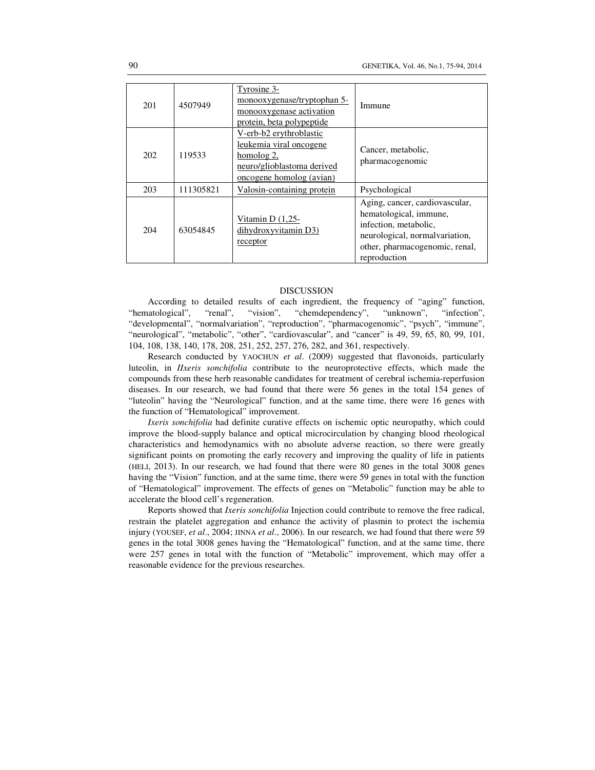| 201 | 4507949 | Tyrosine 3-monooxygenase/tryptophan 5-monooxygenase activation protein, beta polypeptide | Immune |
|---|---|---|---|
| 202 | 119533 | V-erb-b2 erythroblastic leukemia viral oncogene homolog 2, neuro/glioblastoma derived oncogene homolog (avian) | Cancer, metabolic, pharmacogenomic |
| 203 | 111305821 | Valosin-containing protein | Psychological |
| 204 | 63054845 | Vitamin D (1,25-dihydroxyvitamin D3) receptor | Aging, cancer, cardiovascular, hematological, immune, infection, metabolic, neurological, normalvariation, other, pharmacogenomic, renal, reproduction |

## DISCUSSION

According to detailed results of each ingredient, the frequency of "aging" function, "hematological", "renal", "vision", "chemdependency", "unknown", "infection", "developmental", "normalvariation", "reproduction", "pharmacogenomic", "psych", "immune", "neurological", "metabolic", "other", "cardiovascular", and "cancer" is 49, 59, 65, 80, 99, 101, 104, 108, 138, 140, 178, 208, 251, 252, 257, 276, 282, and 361, respectively.

Research conducted by YAOCHUN *et al*. (2009) suggested that flavonoids, particularly luteolin, in *IIxeris sonchifolia* contribute to the neuroprotective effects, which made the compounds from these herb reasonable candidates for treatment of cerebral ischemia-reperfusion diseases. In our research, we had found that there were 56 genes in the total 154 genes of "luteolin" having the "Neurological" function, and at the same time, there were 16 genes with the function of "Hematological" improvement.

*Ixeris sonchifolia* had definite curative effects on ischemic optic neuropathy, which could improve the blood-supply balance and optical microcirculation by changing blood rheological characteristics and hemodynamics with no absolute adverse reaction, so there were greatly significant points on promoting the early recovery and improving the quality of life in patients (HELI, 2013). In our research, we had found that there were 80 genes in the total 3008 genes having the "Vision" function, and at the same time, there were 59 genes in total with the function of "Hematological" improvement. The effects of genes on "Metabolic" function may be able to accelerate the blood cell's regeneration.

Reports showed that *Ixeris sonchifolia* Injection could contribute to remove the free radical, restrain the platelet aggregation and enhance the activity of plasmin to protect the ischemia injury (YOUSEF, *et al*., 2004; JINNA *et al*., 2006). In our research, we had found that there were 59 genes in the total 3008 genes having the "Hematological" function, and at the same time, there were 257 genes in total with the function of "Metabolic" improvement, which may offer a reasonable evidence for the previous researches.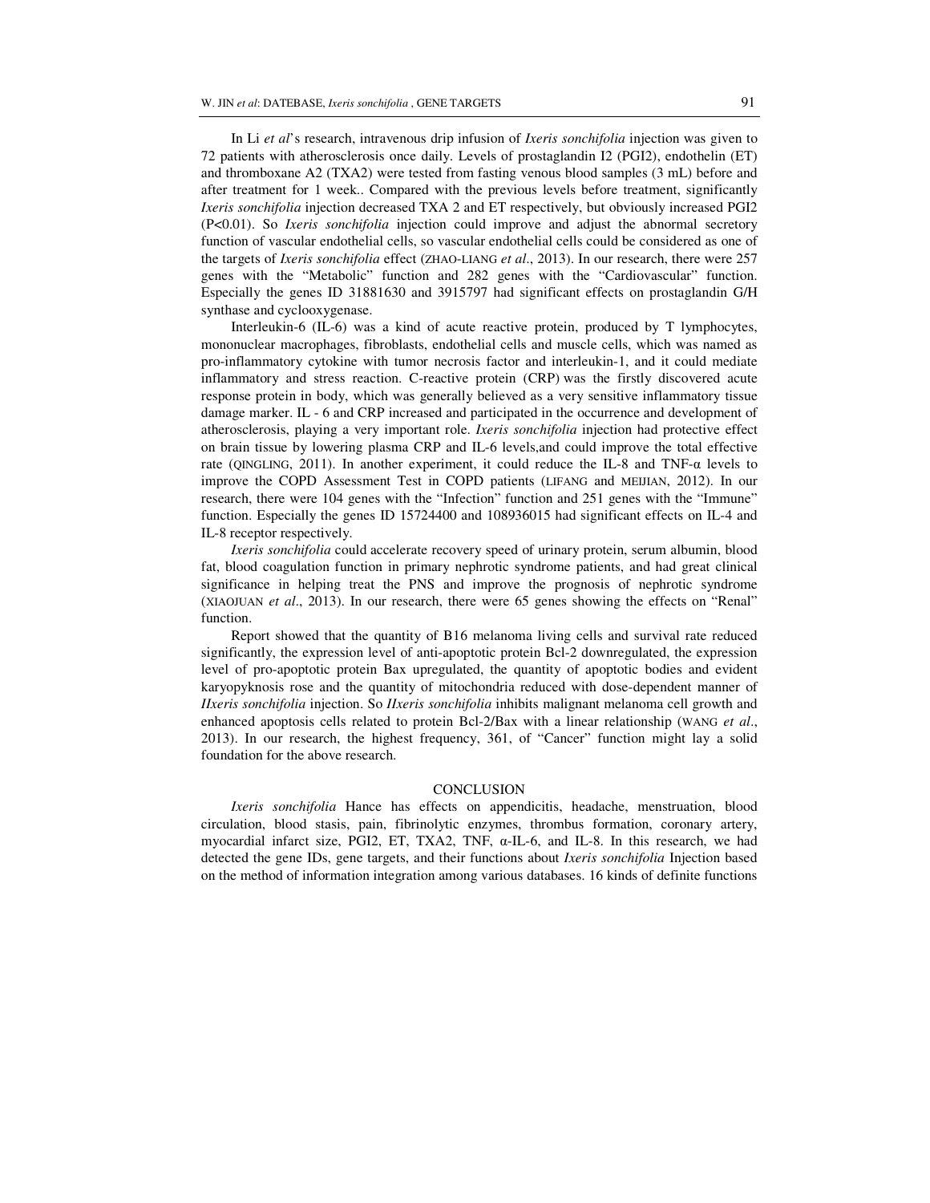In Li *et al*'s research, intravenous drip infusion of *Ixeris sonchifolia* injection was given to 72 patients with atherosclerosis once daily. Levels of prostaglandin I2 (PGI2), endothelin (ET) and thromboxane A2 (TXA2) were tested from fasting venous blood samples (3 mL) before and after treatment for 1 week.. Compared with the previous levels before treatment, significantly *Ixeris sonchifolia* injection decreased TXA 2 and ET respectively, but obviously increased PGI2 ($P<0.01$). So *Ixeris sonchifolia* injection could improve and adjust the abnormal secretory function of vascular endothelial cells, so vascular endothelial cells could be considered as one of the targets of *Ixeris sonchifolia* effect (ZHAO-LIANG *et al*., 2013). In our research, there were 257 genes with the "Metabolic" function and 282 genes with the "Cardiovascular" function. Especially the genes ID 31881630 and 3915797 had significant effects on prostaglandin G/H synthase and cyclooxygenase.

Interleukin-6 (IL-6) was a kind of acute reactive protein, produced by T lymphocytes, mononuclear macrophages, fibroblasts, endothelial cells and muscle cells, which was named as pro-inflammatory cytokine with tumor necrosis factor and interleukin-1, and it could mediate inflammatory and stress reaction. C-reactive protein (CRP) was the firstly discovered acute response protein in body, which was generally believed as a very sensitive inflammatory tissue damage marker. IL - 6 and CRP increased and participated in the occurrence and development of atherosclerosis, playing a very important role. *Ixeris sonchifolia* injection had protective effect on brain tissue by lowering plasma CRP and IL-6 levels,and could improve the total effective rate (QINGLING, 2011). In another experiment, it could reduce the IL-8 and TNF-α levels to improve the COPD Assessment Test in COPD patients (LIFANG and MEIJIAN, 2012). In our research, there were 104 genes with the "Infection" function and 251 genes with the "Immune" function. Especially the genes ID 15724400 and 108936015 had significant effects on IL-4 and IL-8 receptor respectively.

*Ixeris sonchifolia* could accelerate recovery speed of urinary protein, serum albumin, blood fat, blood coagulation function in primary nephrotic syndrome patients, and had great clinical significance in helping treat the PNS and improve the prognosis of nephrotic syndrome (XIAOJUAN *et al*., 2013). In our research, there were 65 genes showing the effects on "Renal" function.

Report showed that the quantity of B16 melanoma living cells and survival rate reduced significantly, the expression level of anti-apoptotic protein Bcl-2 downregulated, the expression level of pro-apoptotic protein Bax upregulated, the quantity of apoptotic bodies and evident karyopyknosis rose and the quantity of mitochondria reduced with dose-dependent manner of *IIxeris sonchifolia* injection. So *IIxeris sonchifolia* inhibits malignant melanoma cell growth and enhanced apoptosis cells related to protein Bcl-2/Bax with a linear relationship (WANG *et al*., 2013). In our research, the highest frequency, 361, of "Cancer" function might lay a solid foundation for the above research.

## CONCLUSION

*Ixeris sonchifolia* Hance has effects on appendicitis, headache, menstruation, blood circulation, blood stasis, pain, fibrinolytic enzymes, thrombus formation, coronary artery, myocardial infarct size, PGI2, ET, TXA2, TNF, α-IL-6, and IL-8. In this research, we had detected the gene IDs, gene targets, and their functions about *Ixeris sonchifolia* Injection based on the method of information integration among various databases. 16 kinds of definite functions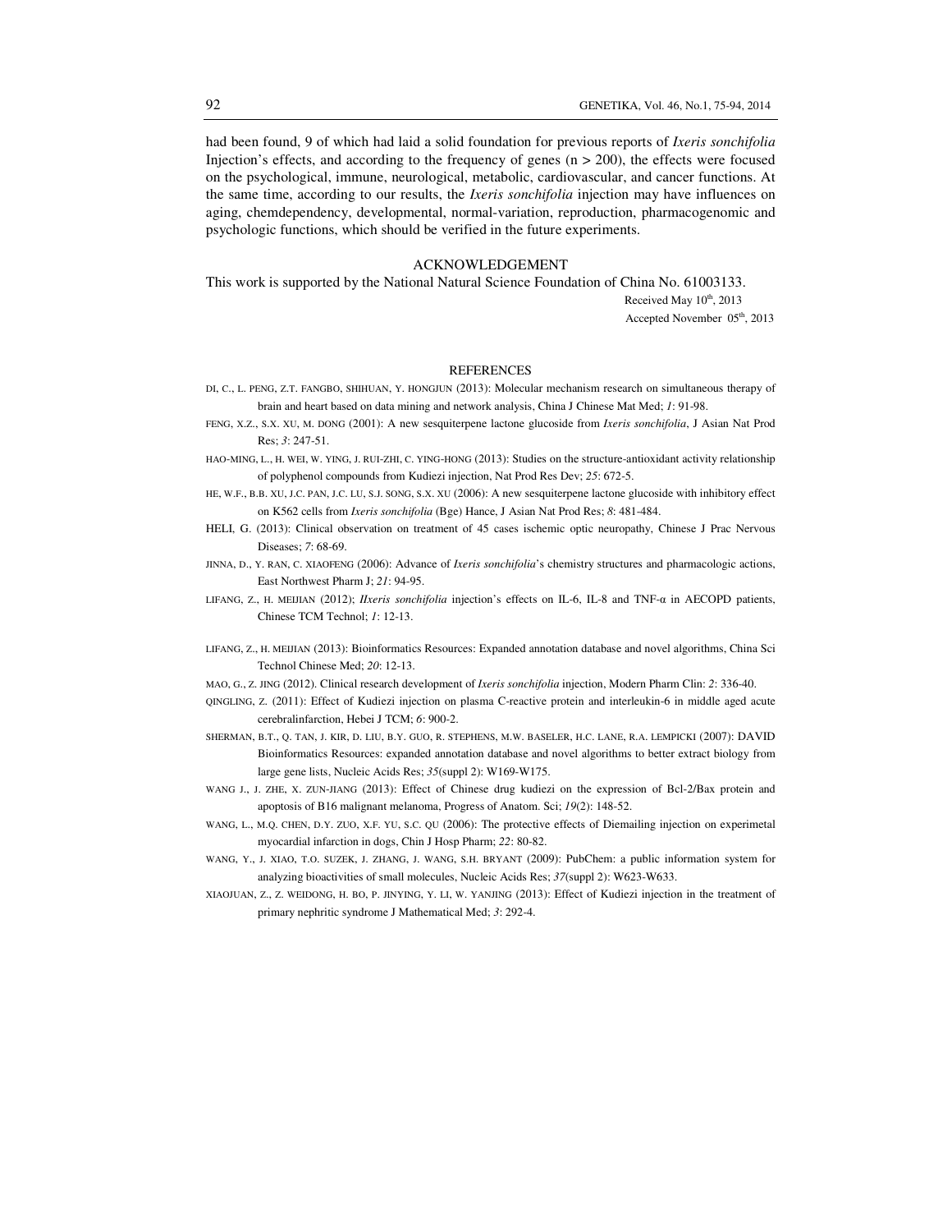had been found, 9 of which had laid a solid foundation for previous reports of *Ixeris sonchifolia* Injection's effects, and according to the frequency of genes ($n > 200$), the effects were focused on the psychological, immune, neurological, metabolic, cardiovascular, and cancer functions. At the same time, according to our results, the *Ixeris sonchifolia* injection may have influences on aging, chemdependency, developmental, normal-variation, reproduction, pharmacogenomic and psychologic functions, which should be verified in the future experiments.

## ACKNOWLEDGEMENT

This work is supported by the National Natural Science Foundation of China No. 61003133.

Received May 10th, 2013
Accepted November 05th, 2013

## REFERENCES

DI, C., L. PENG, Z.T. FANGBO, SHIHUAN, Y. HONGJUN (2013): Molecular mechanism research on simultaneous therapy of brain and heart based on data mining and network analysis, China J Chinese Mat Med; *1*: 91-98.

FENG, X.Z., S.X. XU, M. DONG (2001): A new sesquiterpene lactone glucoside from *Ixeris sonchifolia*, J Asian Nat Prod Res; *3*: 247-51.

HAO-MING, L., H. WEI, W. YING, J. RUI-ZHI, C. YING-HONG (2013): Studies on the structure-antioxidant activity relationship of polyphenol compounds from Kudiezi injection, Nat Prod Res Dev; *25*: 672-5.

HE, W.F., B.B. XU, J.C. PAN, J.C. LU, S.J. SONG, S.X. XU (2006): A new sesquiterpene lactone glucoside with inhibitory effect on K562 cells from *Ixeris sonchifolia* (Bge) Hance, J Asian Nat Prod Res; *8*: 481-484.

HELI, G. (2013): Clinical observation on treatment of 45 cases ischemic optic neuropathy, Chinese J Prac Nervous Diseases; *7*: 68-69.

JINNA, D., Y. RAN, C. XIAOFENG (2006): Advance of *Ixeris sonchifolia*'s chemistry structures and pharmacologic actions, East Northwest Pharm J; *21*: 94-95.

LIFANG, Z., H. MEIJIAN (2012); *IIxeris sonchifolia* injection's effects on IL-6, IL-8 and TNF-α in AECOPD patients, Chinese TCM Technol; *1*: 12-13.

LIFANG, Z., H. MEIJIAN (2013): Bioinformatics Resources: Expanded annotation database and novel algorithms, China Sci Technol Chinese Med; *20*: 12-13.

MAO, G., Z. JING (2012). Clinical research development of *Ixeris sonchifolia* injection, Modern Pharm Clin: *2*: 336-40.

QINGLING, Z. (2011): Effect of Kudiezi injection on plasma C-reactive protein and interleukin-6 in middle aged acute cerebralinfarction, Hebei J TCM; *6*: 900-2.

SHERMAN, B.T., Q. TAN, J. KIR, D. LIU, B.Y. GUO, R. STEPHENS, M.W. BASELER, H.C. LANE, R.A. LEMPICKI (2007): DAVID Bioinformatics Resources: expanded annotation database and novel algorithms to better extract biology from large gene lists, Nucleic Acids Res; *35*(suppl 2): W169-W175.

WANG J., J. ZHE, X. ZUN-JIANG (2013): Effect of Chinese drug kudiezi on the expression of Bcl-2/Bax protein and apoptosis of B16 malignant melanoma, Progress of Anatom. Sci; *19*(2): 148-52.

WANG, L., M.Q. CHEN, D.Y. ZUO, X.F. YU, S.C. QU (2006): The protective effects of Diemailing injection on experimetal myocardial infarction in dogs, Chin J Hosp Pharm; *22*: 80-82.

WANG, Y., J. XIAO, T.O. SUZEK, J. ZHANG, J. WANG, S.H. BRYANT (2009): PubChem: a public information system for analyzing bioactivities of small molecules, Nucleic Acids Res; *37*(suppl 2): W623-W633.

XIAOJUAN, Z., Z. WEIDONG, H. BO, P. JINYING, Y. LI, W. YANJING (2013): Effect of Kudiezi injection in the treatment of primary nephritic syndrome J Mathematical Med; *3*: 292-4.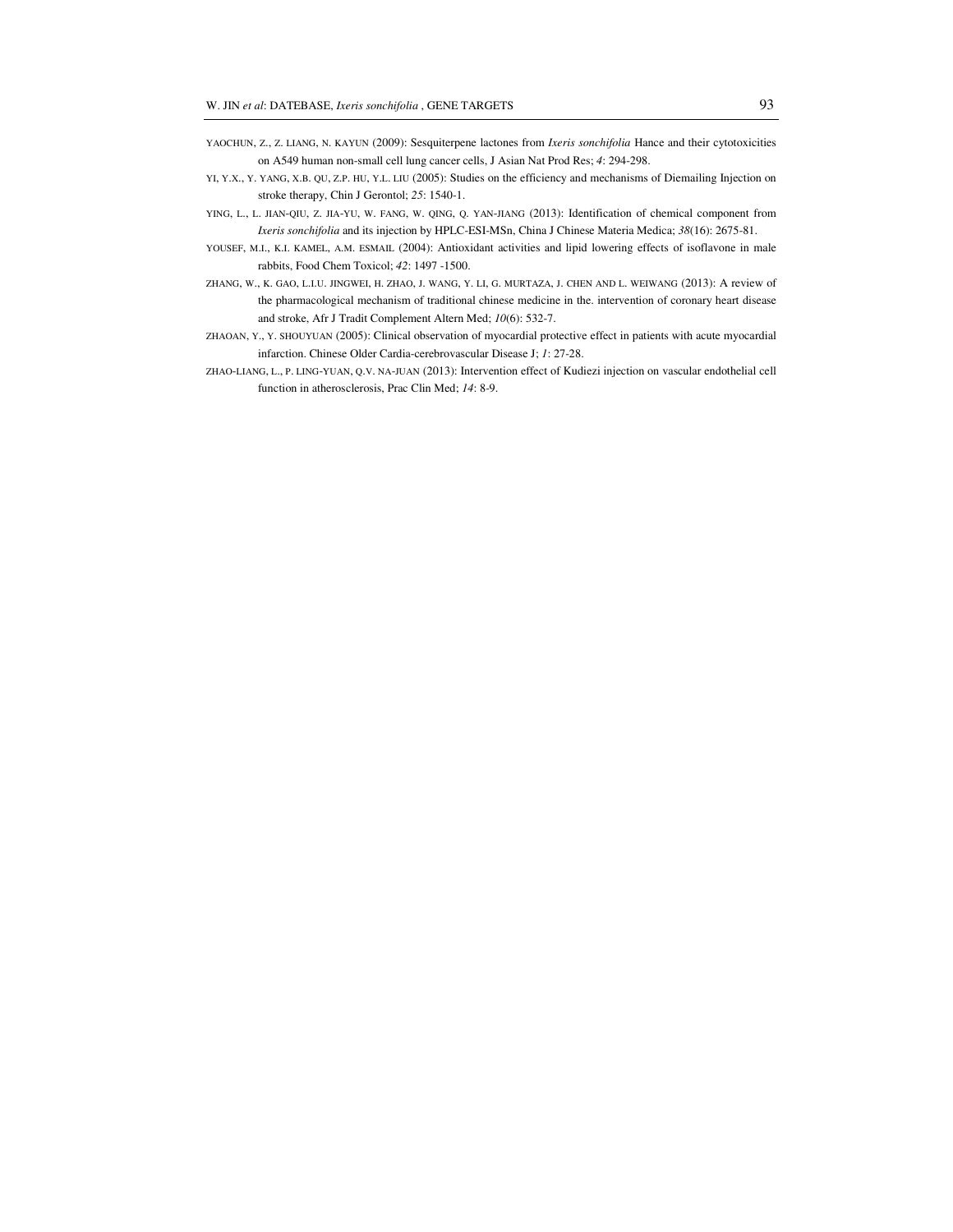YAOCHUN, Z., Z. LIANG, N. KAYUN (2009): Sesquiterpene lactones from *Ixeris sonchifolia* Hance and their cytotoxicities on A549 human non-small cell lung cancer cells, J Asian Nat Prod Res; *4*: 294-298.

YI, Y.X., Y. YANG, X.B. QU, Z.P. HU, Y.L. LIU (2005): Studies on the efficiency and mechanisms of Diemailing Injection on stroke therapy, Chin J Gerontol; *25*: 1540-1.

YING, L., L. JIAN-QIU, Z. JIA-YU, W. FANG, W. QING, Q. YAN-JIANG (2013): Identification of chemical component from *Ixeris sonchifolia* and its injection by HPLC-ESI-MSn, China J Chinese Materia Medica; *38*(16): 2675-81.

YOUSEF, M.I., K.I. KAMEL, A.M. ESMAIL (2004): Antioxidant activities and lipid lowering effects of isoflavone in male rabbits, Food Chem Toxicol; *42*: 1497 -1500.

ZHANG, W., K. GAO, L.LU. JINGWEI, H. ZHAO, J. WANG, Y. LI, G. MURTAZA, J. CHEN AND L. WEIWANG (2013): A review of the pharmacological mechanism of traditional chinese medicine in the. intervention of coronary heart disease and stroke, Afr J Tradit Complement Altern Med; *10*(6): 532-7.

ZHAOAN, Y., Y. SHOUYUAN (2005): Clinical observation of myocardial protective effect in patients with acute myocardial infarction. Chinese Older Cardia-cerebrovascular Disease J; *1*: 27-28.

ZHAO-LIANG, L., P. LING-YUAN, Q.V. NA-JUAN (2013): Intervention effect of Kudiezi injection on vascular endothelial cell function in atherosclerosis, Prac Clin Med; *14*: 8-9.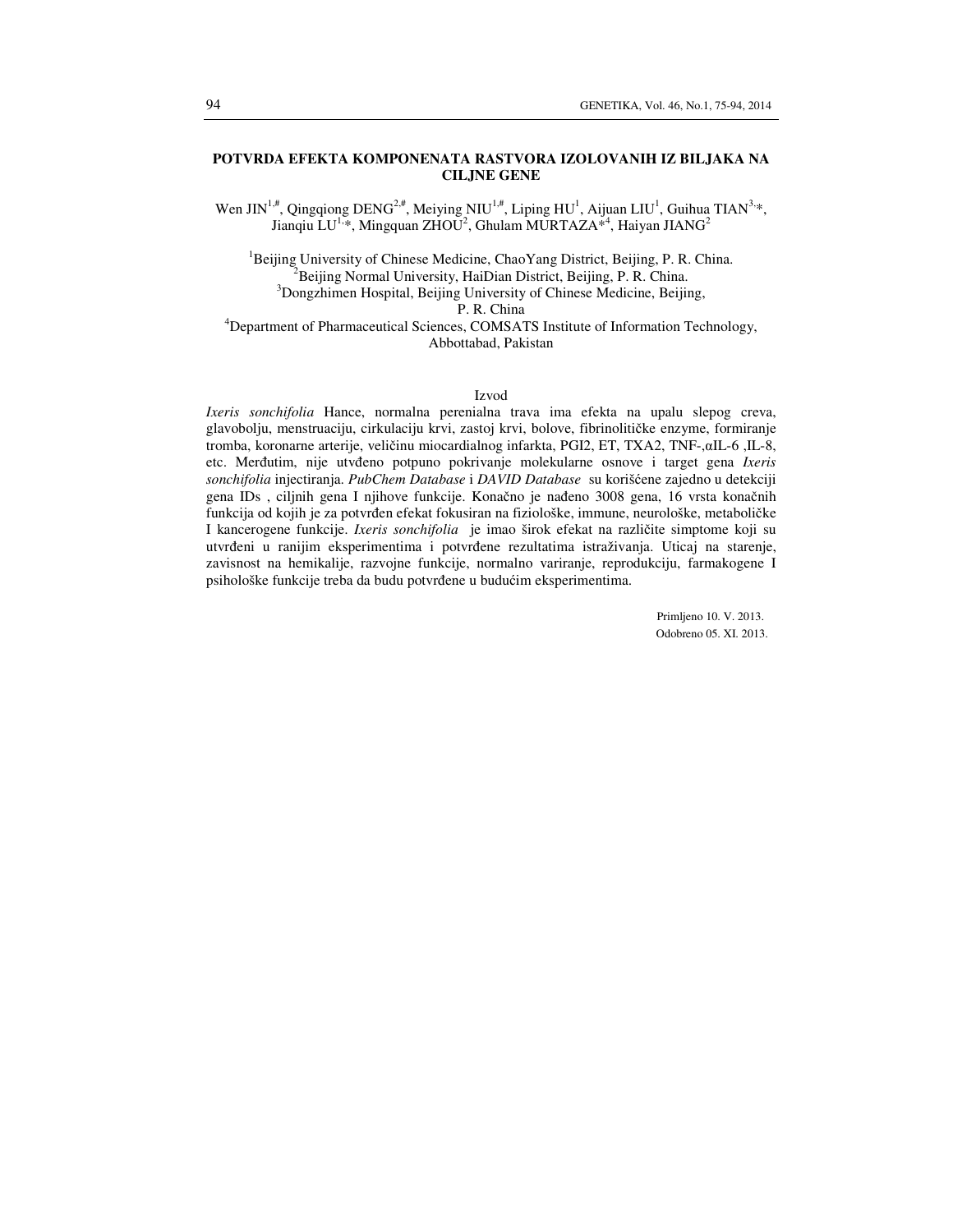# POTVRDA EFEKTA KOMPONENATA RASTVORA IZOLOVANIH IZ BILJAKA NA CILJNE GENE

Wen JIN[1,#], Qingqiong DENG[2,#], Meiying NIU[1,#], Liping HU[1], Aijuan LIU[1], Guihua TIAN[3,*], Jianqiu LU[1,*], Mingquan ZHOU[2], Ghulam MURTAZA*[4], Haiyan JIANG[2]

[1]Beijing University of Chinese Medicine, ChaoYang District, Beijing, P. R. China.
[2]Beijing Normal University, HaiDian District, Beijing, P. R. China.
[3]Dongzhimen Hospital, Beijing University of Chinese Medicine, Beijing, P. R. China
[4]Department of Pharmaceutical Sciences, COMSATS Institute of Information Technology, Abbottabad, Pakistan

## Izvod

*Ixeris sonchifolia* Hance, normalna perenialna trava ima efekta na upalu slepog creva, glavobolju, menstruaciju, cirkulaciju krvi, zastoj krvi, bolove, fibrinolitičke enzyme, formiranje tromba, koronarne arterije, veličinu miocardialnog infarkta, PGI2, ET, TXA2, TNF-,αIL-6 ,IL-8, etc. Merđutim, nije utvđeno potpuno pokrivanje molekularne osnove i target gena *Ixeris sonchifolia* injectiranja. *PubChem Database* i *DAVID Database* su korišćene zajedno u detekciji gena IDs , ciljnih gena I njihove funkcije. Konačno je nađeno 3008 gena, 16 vrsta konačnih funkcija od kojih je za potvrđen efekat fokusiran na fiziološke, immune, neurološke, metaboličke I kancerogene funkcije. *Ixeris sonchifolia* je imao širok efekat na različite simptome koji su utvrđeni u ranijim eksperimentima i potvrđene rezultatima istraživanja. Uticaj na starenje, zavisnost na hemikalije, razvojne funkcije, normalno variranje, reprodukciju, farmakogene I psihološke funkcije treba da budu potvrđene u budućim eksperimentima.

Primljeno 10. V. 2013.
Odobreno 05. XI. 2013.